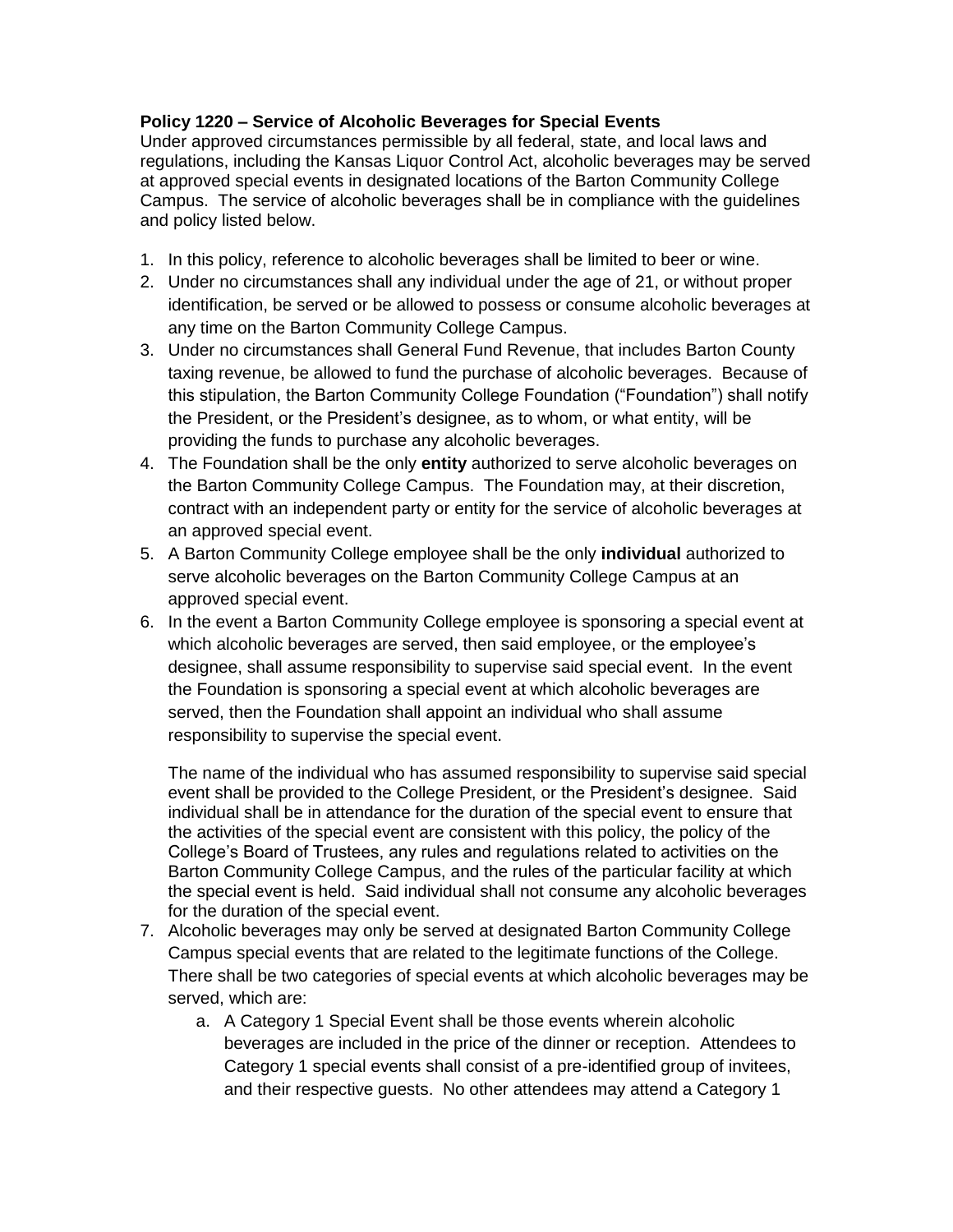**Policy 1220 – Service of Alcoholic Beverages for Special Events**

Under approved circumstances permissible by all federal, state, and local laws and regulations, including the Kansas Liquor Control Act, alcoholic beverages may be served at approved special events in designated locations of the Barton Community College Campus. The service of alcoholic beverages shall be in compliance with the guidelines and policy listed below.

1. In this policy, reference to alcoholic beverages shall be limited to beer or wine.
2. Under no circumstances shall any individual under the age of 21, or without proper identification, be served or be allowed to possess or consume alcoholic beverages at any time on the Barton Community College Campus.
3. Under no circumstances shall General Fund Revenue, that includes Barton County taxing revenue, be allowed to fund the purchase of alcoholic beverages. Because of this stipulation, the Barton Community College Foundation ("Foundation") shall notify the President, or the President's designee, as to whom, or what entity, will be providing the funds to purchase any alcoholic beverages.
4. The Foundation shall be the only **entity** authorized to serve alcoholic beverages on the Barton Community College Campus. The Foundation may, at their discretion, contract with an independent party or entity for the service of alcoholic beverages at an approved special event.
5. A Barton Community College employee shall be the only **individual** authorized to serve alcoholic beverages on the Barton Community College Campus at an approved special event.
6. In the event a Barton Community College employee is sponsoring a special event at which alcoholic beverages are served, then said employee, or the employee's designee, shall assume responsibility to supervise said special event. In the event the Foundation is sponsoring a special event at which alcoholic beverages are served, then the Foundation shall appoint an individual who shall assume responsibility to supervise the special event.

   The name of the individual who has assumed responsibility to supervise said special event shall be provided to the College President, or the President's designee. Said individual shall be in attendance for the duration of the special event to ensure that the activities of the special event are consistent with this policy, the policy of the College's Board of Trustees, any rules and regulations related to activities on the Barton Community College Campus, and the rules of the particular facility at which the special event is held. Said individual shall not consume any alcoholic beverages for the duration of the special event.
7. Alcoholic beverages may only be served at designated Barton Community College Campus special events that are related to the legitimate functions of the College. There shall be two categories of special events at which alcoholic beverages may be served, which are:
   a. A Category 1 Special Event shall be those events wherein alcoholic beverages are included in the price of the dinner or reception. Attendees to Category 1 special events shall consist of a pre-identified group of invitees, and their respective guests. No other attendees may attend a Category 1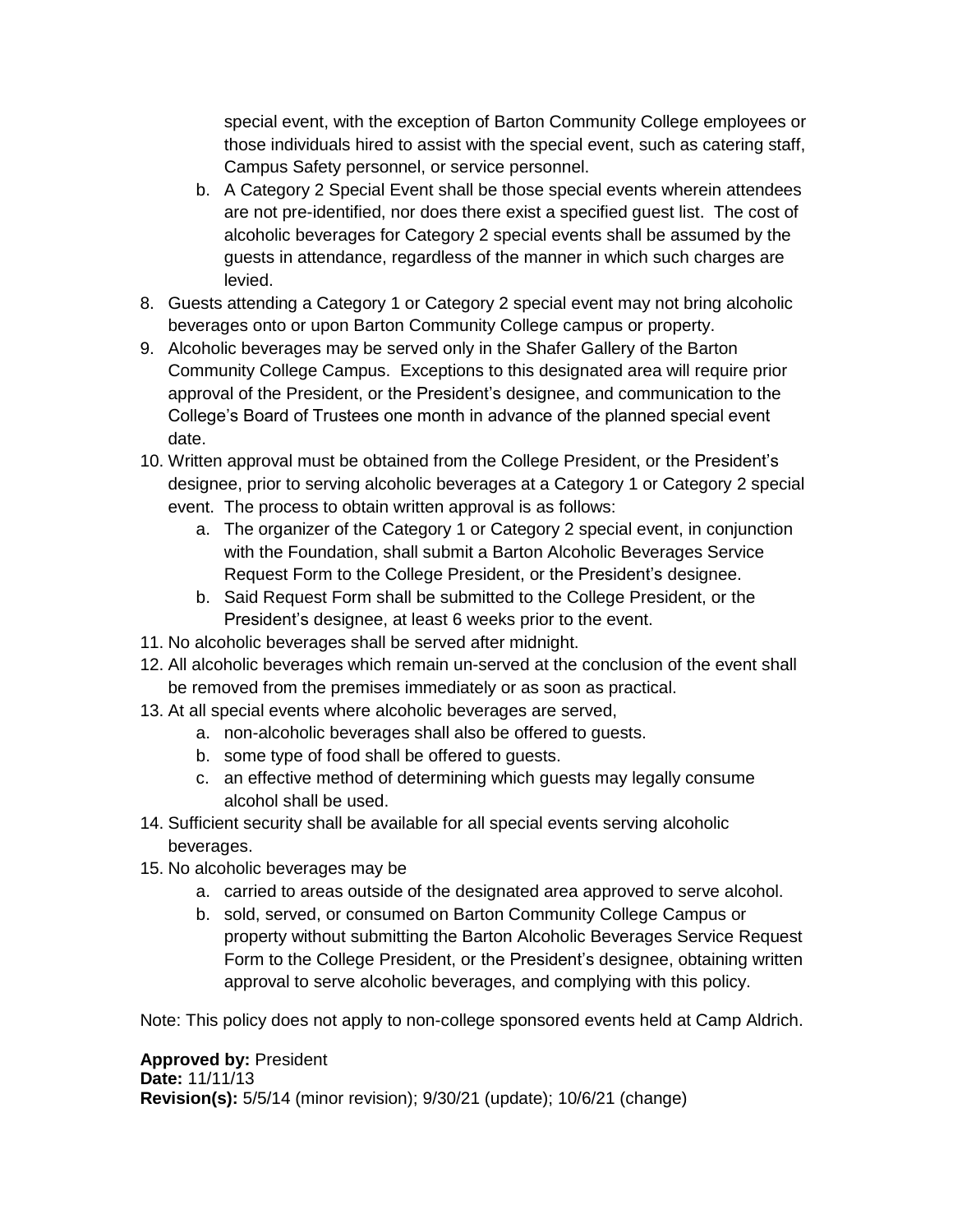special event, with the exception of Barton Community College employees or those individuals hired to assist with the special event, such as catering staff, Campus Safety personnel, or service personnel.

   b. A Category 2 Special Event shall be those special events wherein attendees are not pre-identified, nor does there exist a specified guest list. The cost of alcoholic beverages for Category 2 special events shall be assumed by the guests in attendance, regardless of the manner in which such charges are levied.

8. Guests attending a Category 1 or Category 2 special event may not bring alcoholic beverages onto or upon Barton Community College campus or property.
9. Alcoholic beverages may be served only in the Shafer Gallery of the Barton Community College Campus. Exceptions to this designated area will require prior approval of the President, or the President's designee, and communication to the College's Board of Trustees one month in advance of the planned special event date.
10. Written approval must be obtained from the College President, or the President's designee, prior to serving alcoholic beverages at a Category 1 or Category 2 special event. The process to obtain written approval is as follows:
    a. The organizer of the Category 1 or Category 2 special event, in conjunction with the Foundation, shall submit a Barton Alcoholic Beverages Service Request Form to the College President, or the President's designee.
    b. Said Request Form shall be submitted to the College President, or the President's designee, at least 6 weeks prior to the event.
11. No alcoholic beverages shall be served after midnight.
12. All alcoholic beverages which remain un-served at the conclusion of the event shall be removed from the premises immediately or as soon as practical.
13. At all special events where alcoholic beverages are served,
    a. non-alcoholic beverages shall also be offered to guests.
    b. some type of food shall be offered to guests.
    c. an effective method of determining which guests may legally consume alcohol shall be used.
14. Sufficient security shall be available for all special events serving alcoholic beverages.
15. No alcoholic beverages may be
    a. carried to areas outside of the designated area approved to serve alcohol.
    b. sold, served, or consumed on Barton Community College Campus or property without submitting the Barton Alcoholic Beverages Service Request Form to the College President, or the President's designee, obtaining written approval to serve alcoholic beverages, and complying with this policy.

Note: This policy does not apply to non-college sponsored events held at Camp Aldrich.

**Approved by:** President
**Date:** 11/11/13
**Revision(s):** 5/5/14 (minor revision); 9/30/21 (update); 10/6/21 (change)